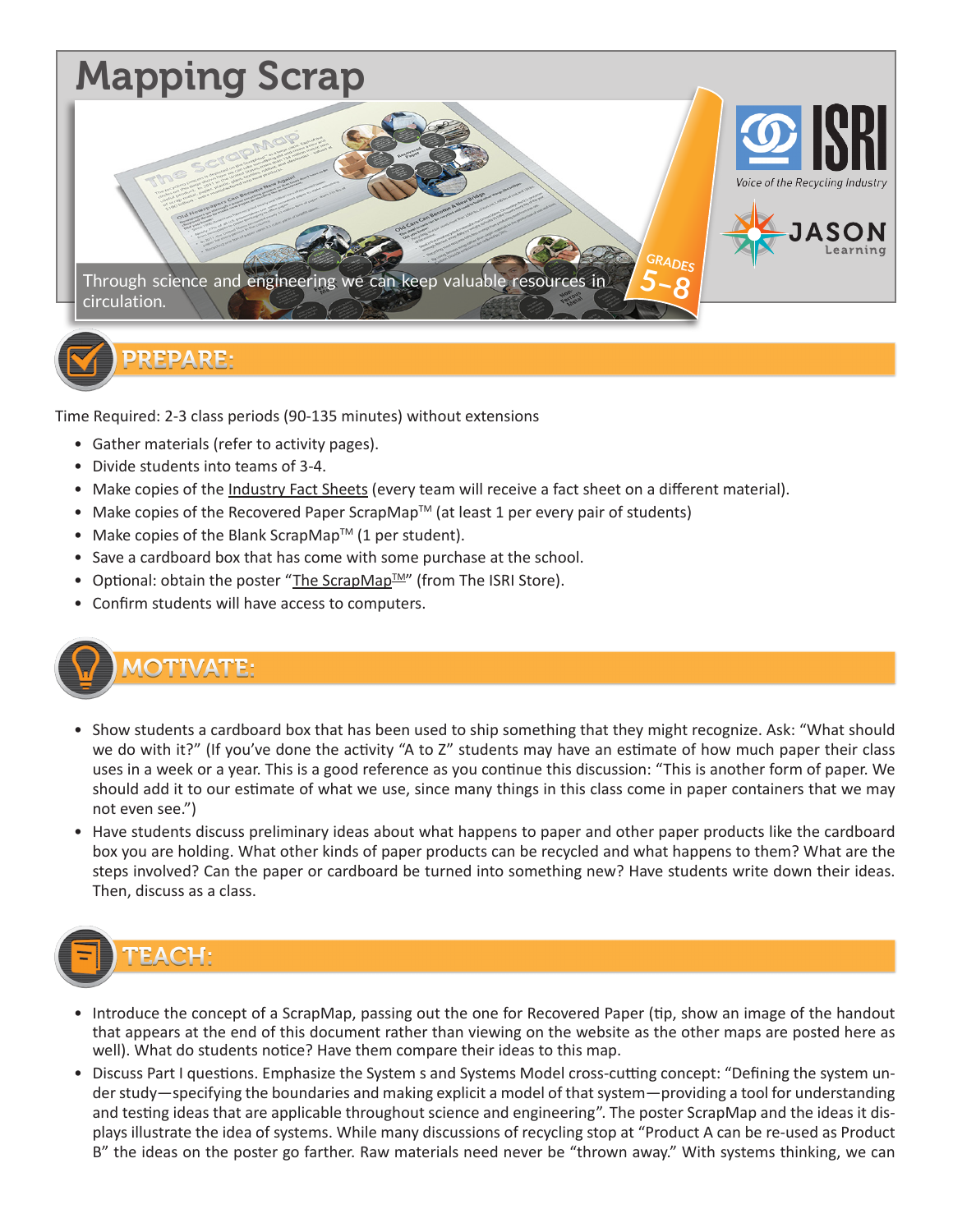# Mapping Scrap

Through science and engineering we can keep valuable resources in circulation.

GRADES 5–8

ISRI Voice of the Recycling Industry

JASON Learning

## PREPARE:

Time Required: 2-3 class periods (90-135 minutes) without extensions

- Gather materials (refer to activity pages).
- Divide students into teams of 3-4.
- Make copies of the Industry Fact Sheets (every team will receive a fact sheet on a different material).
- Make copies of the Recovered Paper ScrapMap™ (at least 1 per every pair of students)
- Make copies of the Blank ScrapMap™ (1 per student).
- Save a cardboard box that has come with some purchase at the school.
- Optional: obtain the poster "The ScrapMap™" (from The ISRI Store).
- Confirm students will have access to computers.

## MOTIVATE:

- Show students a cardboard box that has been used to ship something that they might recognize. Ask: "What should we do with it?" (If you've done the activity "A to Z" students may have an estimate of how much paper their class uses in a week or a year. This is a good reference as you continue this discussion: "This is another form of paper. We should add it to our estimate of what we use, since many things in this class come in paper containers that we may not even see.")
- Have students discuss preliminary ideas about what happens to paper and other paper products like the cardboard box you are holding. What other kinds of paper products can be recycled and what happens to them? What are the steps involved? Can the paper or cardboard be turned into something new? Have students write down their ideas. Then, discuss as a class.

## TEACH:

- Introduce the concept of a ScrapMap, passing out the one for Recovered Paper (tip, show an image of the handout that appears at the end of this document rather than viewing on the website as the other maps are posted here as well). What do students notice? Have them compare their ideas to this map.
- Discuss Part I questions. Emphasize the System s and Systems Model cross-cutting concept: "Defining the system under study—specifying the boundaries and making explicit a model of that system—providing a tool for understanding and testing ideas that are applicable throughout science and engineering". The poster ScrapMap and the ideas it displays illustrate the idea of systems. While many discussions of recycling stop at "Product A can be re-used as Product B" the ideas on the poster go farther. Raw materials need never be "thrown away." With systems thinking, we can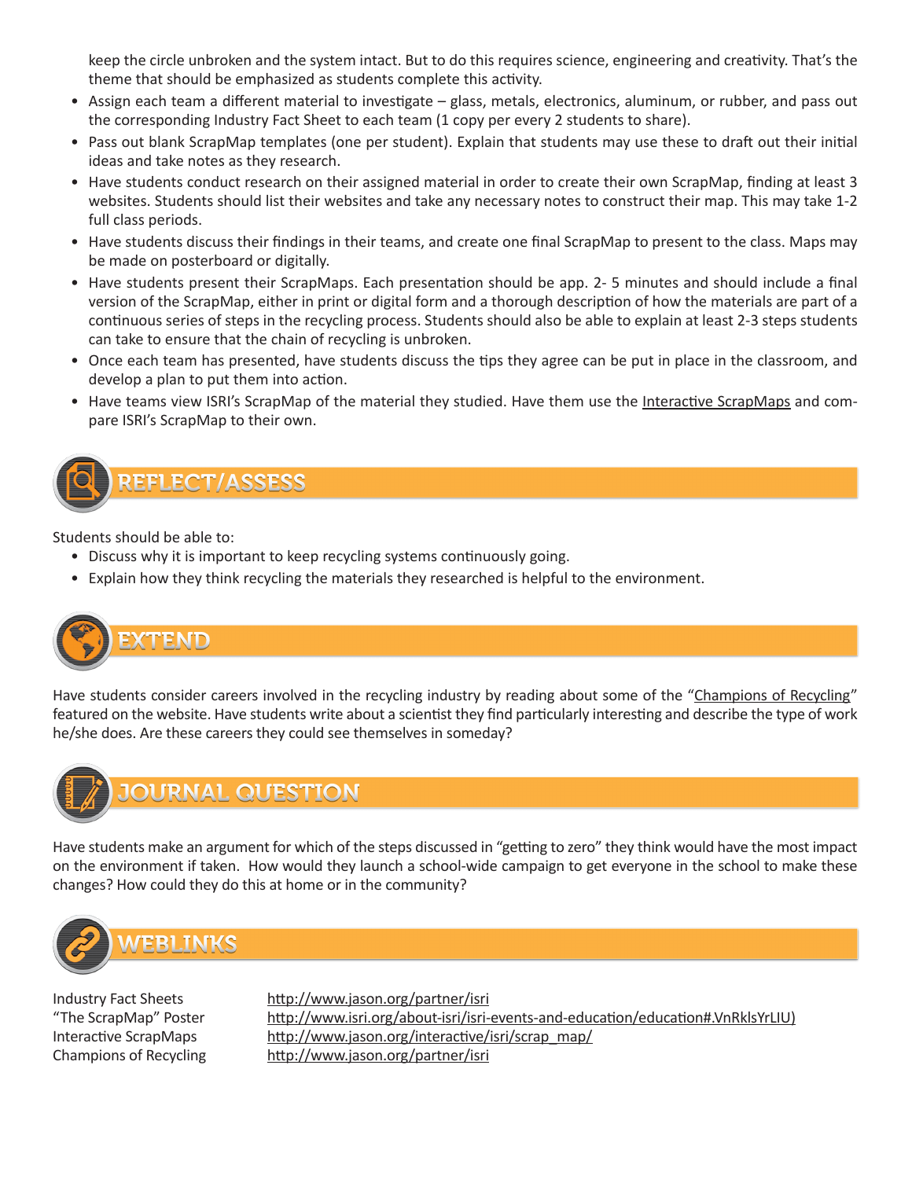keep the circle unbroken and the system intact. But to do this requires science, engineering and creativity. That's the theme that should be emphasized as students complete this activity.

- Assign each team a different material to investigate – glass, metals, electronics, aluminum, or rubber, and pass out the corresponding Industry Fact Sheet to each team (1 copy per every 2 students to share).
- Pass out blank ScrapMap templates (one per student). Explain that students may use these to draft out their initial ideas and take notes as they research.
- Have students conduct research on their assigned material in order to create their own ScrapMap, finding at least 3 websites. Students should list their websites and take any necessary notes to construct their map. This may take 1-2 full class periods.
- Have students discuss their findings in their teams, and create one final ScrapMap to present to the class. Maps may be made on posterboard or digitally.
- Have students present their ScrapMaps. Each presentation should be app. 2- 5 minutes and should include a final version of the ScrapMap, either in print or digital form and a thorough description of how the materials are part of a continuous series of steps in the recycling process. Students should also be able to explain at least 2-3 steps students can take to ensure that the chain of recycling is unbroken.
- Once each team has presented, have students discuss the tips they agree can be put in place in the classroom, and develop a plan to put them into action.
- Have teams view ISRI's ScrapMap of the material they studied. Have them use the Interactive ScrapMaps and compare ISRI's ScrapMap to their own.

## REFLECT/ASSESS

Students should be able to:

- Discuss why it is important to keep recycling systems continuously going.
- Explain how they think recycling the materials they researched is helpful to the environment.

## EXTEND

Have students consider careers involved in the recycling industry by reading about some of the "Champions of Recycling" featured on the website. Have students write about a scientist they find particularly interesting and describe the type of work he/she does. Are these careers they could see themselves in someday?

## JOURNAL QUESTION

Have students make an argument for which of the steps discussed in "getting to zero" they think would have the most impact on the environment if taken. How would they launch a school-wide campaign to get everyone in the school to make these changes? How could they do this at home or in the community?

## WEBLINKS

| | |
|---|---|
| Industry Fact Sheets | http://www.jason.org/partner/isri |
| "The ScrapMap" Poster | http://www.isri.org/about-isri/isri-events-and-education/education#.VnRklsYrLIU) |
| Interactive ScrapMaps | http://www.jason.org/interactive/isri/scrap_map/ |
| Champions of Recycling | http://www.jason.org/partner/isri |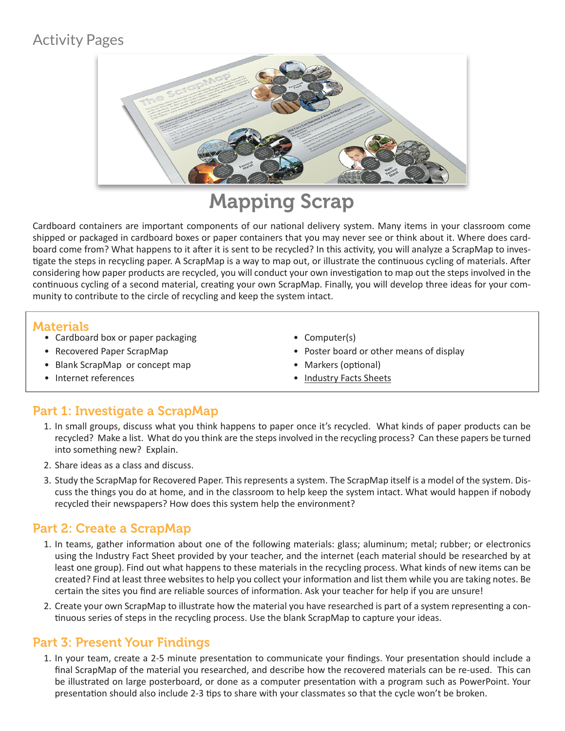# Activity Pages

## Mapping Scrap

Cardboard containers are important components of our national delivery system. Many items in your classroom come shipped or packaged in cardboard boxes or paper containers that you may never see or think about it. Where does cardboard come from? What happens to it after it is sent to be recycled? In this activity, you will analyze a ScrapMap to investigate the steps in recycling paper. A ScrapMap is a way to map out, or illustrate the continuous cycling of materials. After considering how paper products are recycled, you will conduct your own investigation to map out the steps involved in the continuous cycling of a second material, creating your own ScrapMap. Finally, you will develop three ideas for your community to contribute to the circle of recycling and keep the system intact.

### Materials

- Cardboard box or paper packaging
- Recovered Paper ScrapMap
- Blank ScrapMap or concept map
- Internet references
- Computer(s)
- Poster board or other means of display
- Markers (optional)
- Industry Facts Sheets

### Part 1: Investigate a ScrapMap

1. In small groups, discuss what you think happens to paper once it's recycled. What kinds of paper products can be recycled? Make a list. What do you think are the steps involved in the recycling process? Can these papers be turned into something new? Explain.
2. Share ideas as a class and discuss.
3. Study the ScrapMap for Recovered Paper. This represents a system. The ScrapMap itself is a model of the system. Discuss the things you do at home, and in the classroom to help keep the system intact. What would happen if nobody recycled their newspapers? How does this system help the environment?

### Part 2: Create a ScrapMap

1. In teams, gather information about one of the following materials: glass; aluminum; metal; rubber; or electronics using the Industry Fact Sheet provided by your teacher, and the internet (each material should be researched by at least one group). Find out what happens to these materials in the recycling process. What kinds of new items can be created? Find at least three websites to help you collect your information and list them while you are taking notes. Be certain the sites you find are reliable sources of information. Ask your teacher for help if you are unsure!
2. Create your own ScrapMap to illustrate how the material you have researched is part of a system representing a continuous series of steps in the recycling process. Use the blank ScrapMap to capture your ideas.

### Part 3: Present Your Findings

1. In your team, create a 2-5 minute presentation to communicate your findings. Your presentation should include a final ScrapMap of the material you researched, and describe how the recovered materials can be re-used. This can be illustrated on large posterboard, or done as a computer presentation with a program such as PowerPoint. Your presentation should also include 2-3 tips to share with your classmates so that the cycle won't be broken.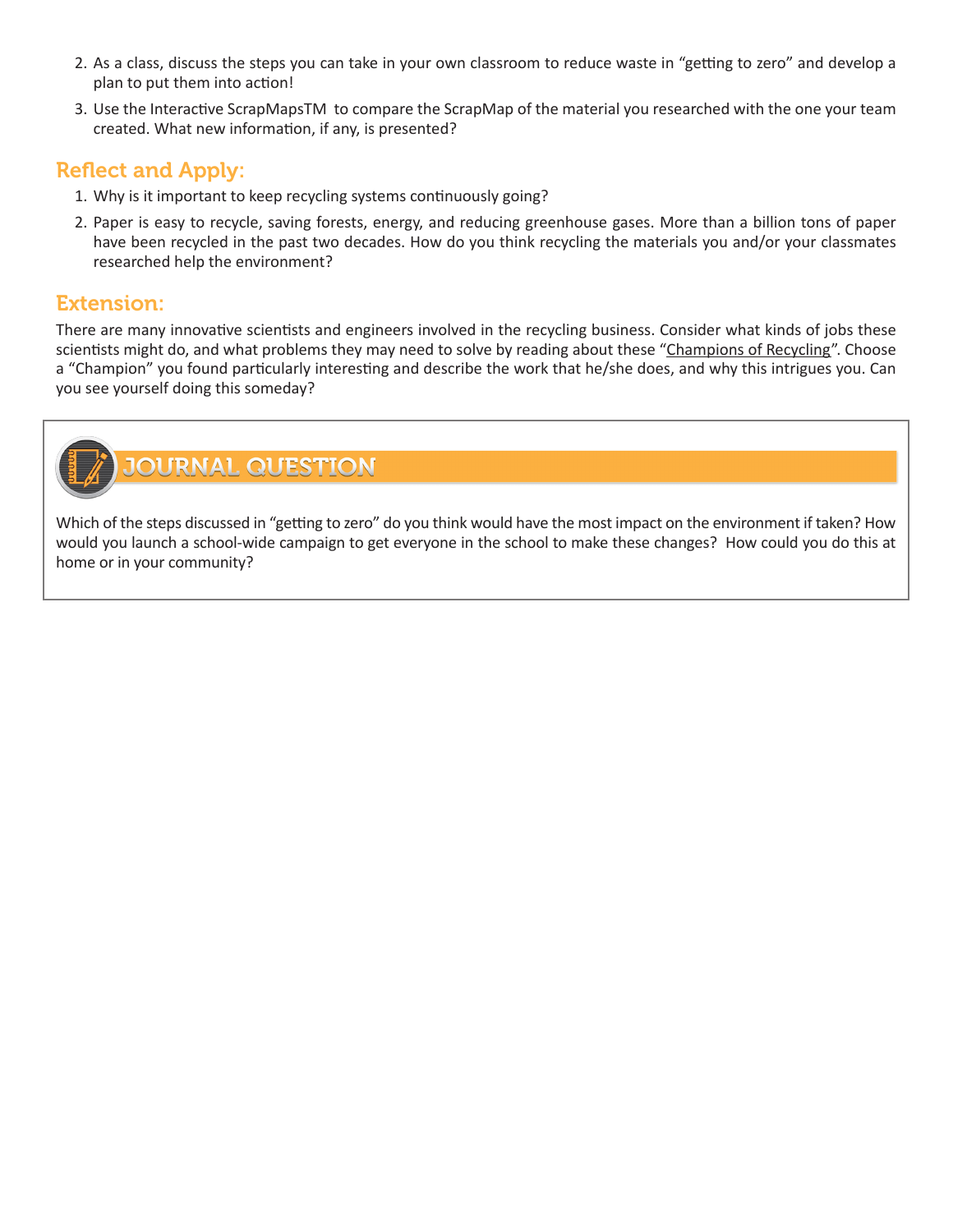2. As a class, discuss the steps you can take in your own classroom to reduce waste in "getting to zero" and develop a plan to put them into action!
3. Use the Interactive ScrapMapsTM to compare the ScrapMap of the material you researched with the one your team created. What new information, if any, is presented?

## Reflect and Apply:

1. Why is it important to keep recycling systems continuously going?
2. Paper is easy to recycle, saving forests, energy, and reducing greenhouse gases. More than a billion tons of paper have been recycled in the past two decades. How do you think recycling the materials you and/or your classmates researched help the environment?

## Extension:

There are many innovative scientists and engineers involved in the recycling business. Consider what kinds of jobs these scientists might do, and what problems they may need to solve by reading about these "Champions of Recycling". Choose a "Champion" you found particularly interesting and describe the work that he/she does, and why this intrigues you. Can you see yourself doing this someday?

## JOURNAL QUESTION

Which of the steps discussed in "getting to zero" do you think would have the most impact on the environment if taken? How would you launch a school-wide campaign to get everyone in the school to make these changes? How could you do this at home or in your community?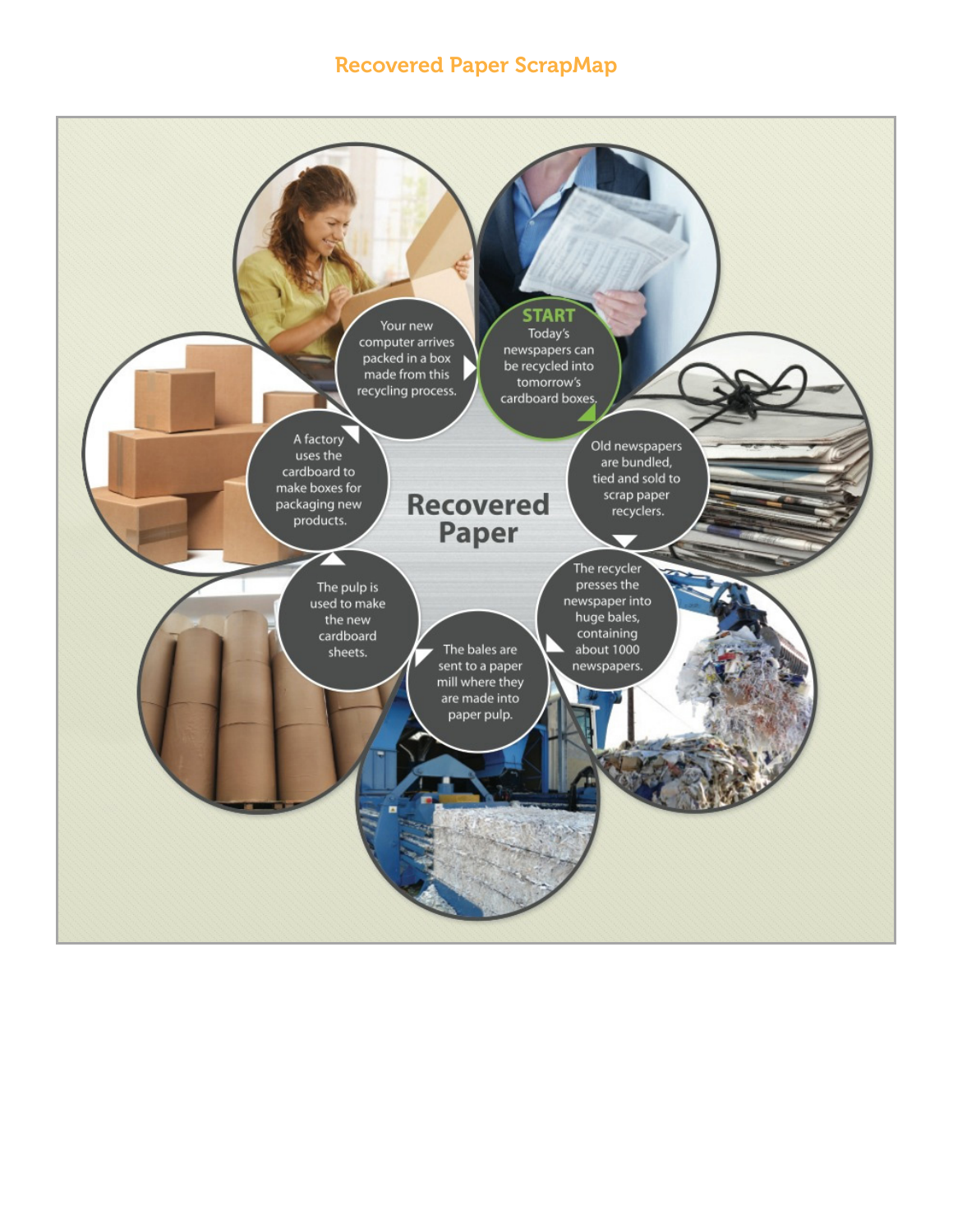# Recovered Paper ScrapMap

## Recovered Paper

**START**
Today's newspapers can be recycled into tomorrow's cardboard boxes.

Old newspapers are bundled, tied and sold to scrap paper recyclers.

The recycler presses the newspaper into huge bales, containing about 1000 newspapers.

The bales are sent to a paper mill where they are made into paper pulp.

The pulp is used to make the new cardboard sheets.

A factory uses the cardboard to make boxes for packaging new products.

Your new computer arrives packed in a box made from this recycling process.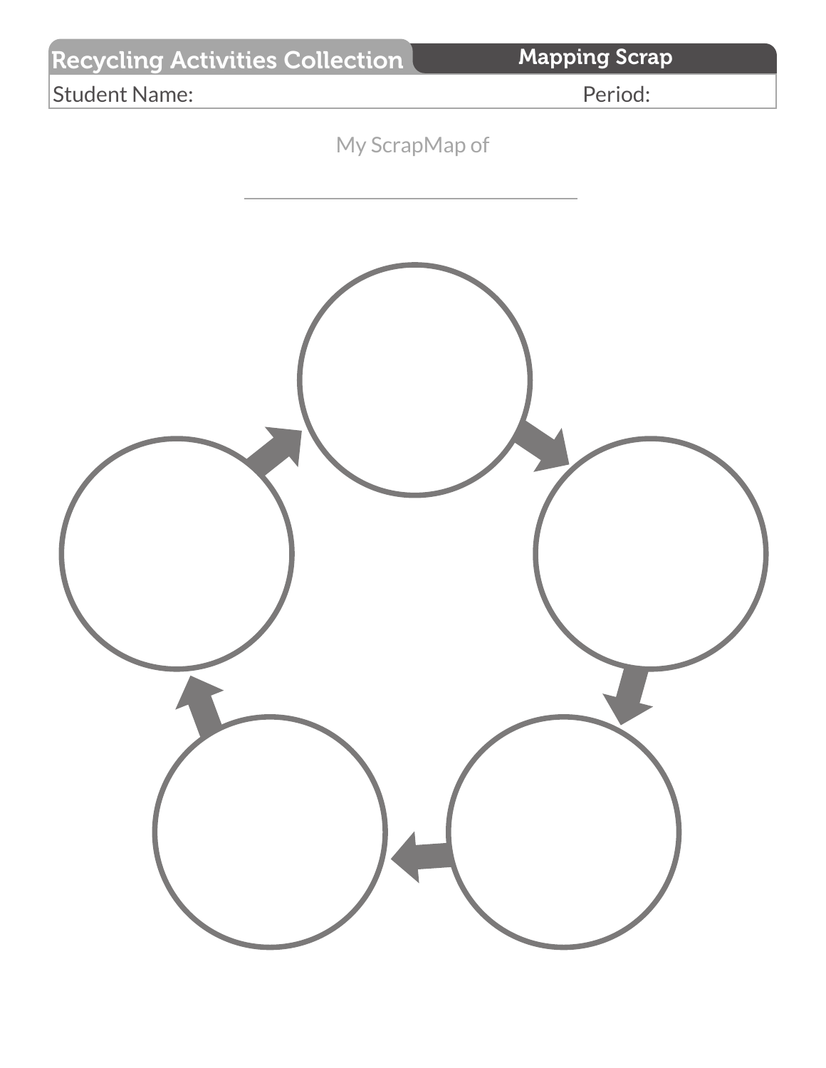Recycling Activities Collection | Mapping Scrap

Student Name: Period:

My ScrapMap of

______________________________